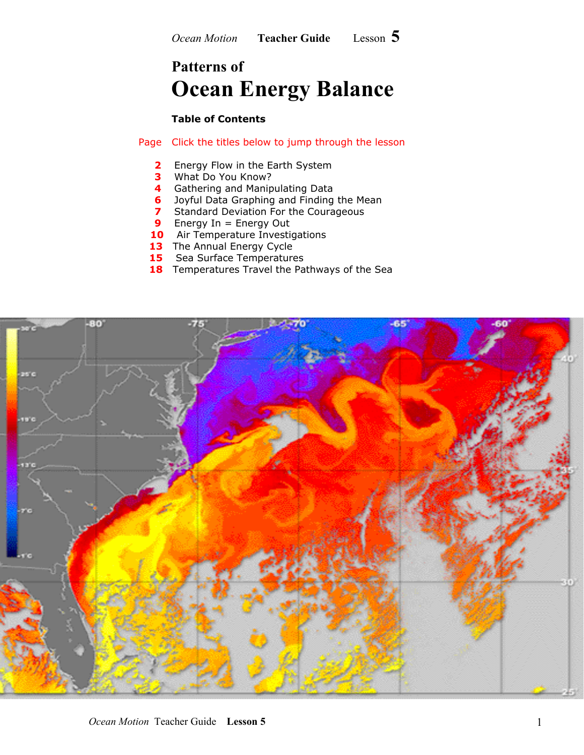*Ocean Motion* **Teacher Guide** Lesson **5**

# Patterns of Ocean Energy Balance

**Table of Contents**

Page Click the titles below to jump through the lesson

| Page | Title |
|---|---|
| 2 | Energy Flow in the Earth System |
| 3 | What Do You Know? |
| 4 | Gathering and Manipulating Data |
| 6 | Joyful Data Graphing and Finding the Mean |
| 7 | Standard Deviation For the Courageous |
| 9 | Energy In = Energy Out |
| 10 | Air Temperature Investigations |
| 13 | The Annual Energy Cycle |
| 15 | Sea Surface Temperatures |
| 18 | Temperatures Travel the Pathways of the Sea |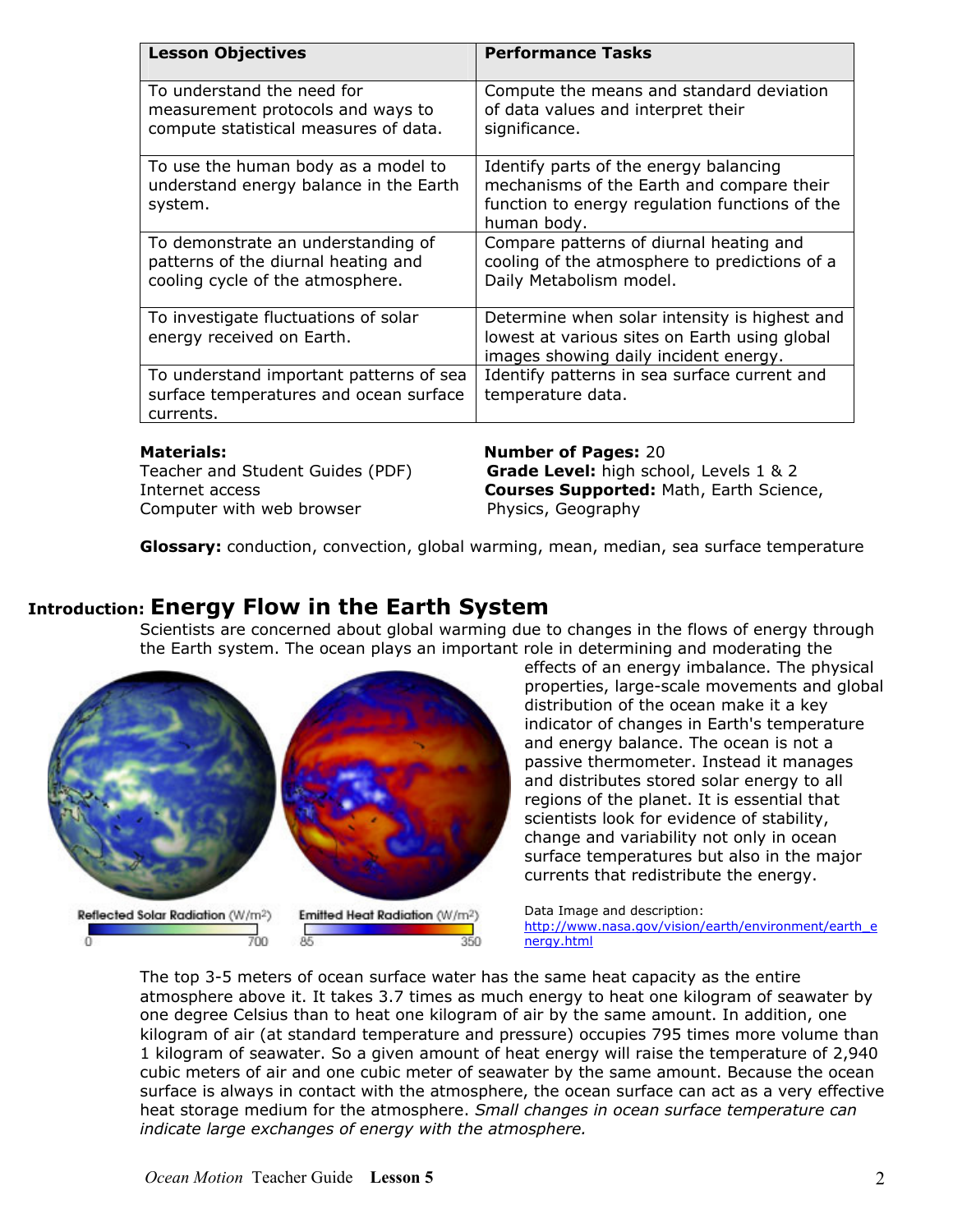| Lesson Objectives | Performance Tasks |
| --- | --- |
| To understand the need for measurement protocols and ways to compute statistical measures of data. | Compute the means and standard deviation of data values and interpret their significance. |
| To use the human body as a model to understand energy balance in the Earth system. | Identify parts of the energy balancing mechanisms of the Earth and compare their function to energy regulation functions of the human body. |
| To demonstrate an understanding of patterns of the diurnal heating and cooling cycle of the atmosphere. | Compare patterns of diurnal heating and cooling of the atmosphere to predictions of a Daily Metabolism model. |
| To investigate fluctuations of solar energy received on Earth. | Determine when solar intensity is highest and lowest at various sites on Earth using global images showing daily incident energy. |
| To understand important patterns of sea surface temperatures and ocean surface currents. | Identify patterns in sea surface current and temperature data. |

**Materials:**
Teacher and Student Guides (PDF)
Internet access
Computer with web browser

**Number of Pages:** 20
**Grade Level:** high school, Levels 1 & 2
**Courses Supported:** Math, Earth Science, Physics, Geography

**Glossary:** conduction, convection, global warming, mean, median, sea surface temperature

## Introduction: Energy Flow in the Earth System

Scientists are concerned about global warming due to changes in the flows of energy through the Earth system. The ocean plays an important role in determining and moderating the effects of an energy imbalance. The physical properties, large-scale movements and global distribution of the ocean make it a key indicator of changes in Earth's temperature and energy balance. The ocean is not a passive thermometer. Instead it manages and distributes stored solar energy to all regions of the planet. It is essential that scientists look for evidence of stability, change and variability not only in ocean surface temperatures but also in the major currents that redistribute the energy.

Reflected Solar Radiation (W/m²) 0 – 700 Emitted Heat Radiation (W/m²) 85 – 350

Data Image and description: http://www.nasa.gov/vision/earth/environment/earth_energy.html

The top 3-5 meters of ocean surface water has the same heat capacity as the entire atmosphere above it. It takes 3.7 times as much energy to heat one kilogram of seawater by one degree Celsius than to heat one kilogram of air by the same amount. In addition, one kilogram of air (at standard temperature and pressure) occupies 795 times more volume than 1 kilogram of seawater. So a given amount of heat energy will raise the temperature of 2,940 cubic meters of air and one cubic meter of seawater by the same amount. Because the ocean surface is always in contact with the atmosphere, the ocean surface can act as a very effective heat storage medium for the atmosphere. *Small changes in ocean surface temperature can indicate large exchanges of energy with the atmosphere.*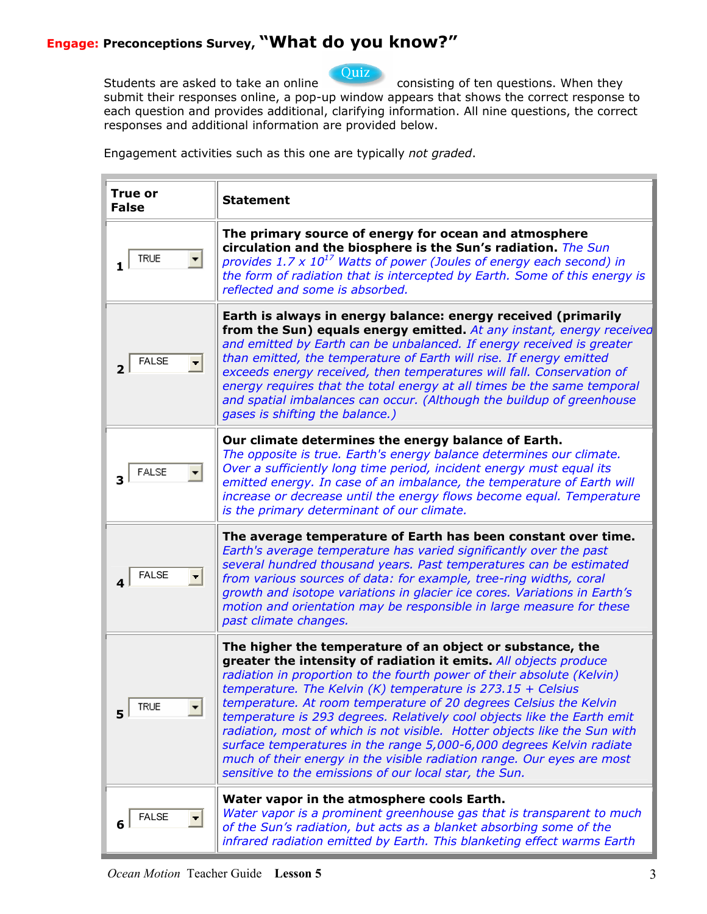## Engage: Preconceptions Survey, "What do you know?"

Students are asked to take an online Quiz consisting of ten questions. When they submit their responses online, a pop-up window appears that shows the correct response to each question and provides additional, clarifying information. All nine questions, the correct responses and additional information are provided below.

Engagement activities such as this one are typically *not graded*.

| True or False | Statement |
|---|---|
| 1 TRUE | **The primary source of energy for ocean and atmosphere circulation and the biosphere is the Sun's radiation.** *The Sun provides 1.7 x $10^{17}$ Watts of power (Joules of energy each second) in the form of radiation that is intercepted by Earth. Some of this energy is reflected and some is absorbed.* |
| 2 FALSE | **Earth is always in energy balance: energy received (primarily from the Sun) equals energy emitted.** *At any instant, energy received and emitted by Earth can be unbalanced. If energy received is greater than emitted, the temperature of Earth will rise. If energy emitted exceeds energy received, then temperatures will fall. Conservation of energy requires that the total energy at all times be the same temporal and spatial imbalances can occur. (Although the buildup of greenhouse gases is shifting the balance.)* |
| 3 FALSE | **Our climate determines the energy balance of Earth.** *The opposite is true. Earth's energy balance determines our climate. Over a sufficiently long time period, incident energy must equal its emitted energy. In case of an imbalance, the temperature of Earth will increase or decrease until the energy flows become equal. Temperature is the primary determinant of our climate.* |
| 4 FALSE | **The average temperature of Earth has been constant over time.** *Earth's average temperature has varied significantly over the past several hundred thousand years. Past temperatures can be estimated from various sources of data: for example, tree-ring widths, coral growth and isotope variations in glacier ice cores. Variations in Earth's motion and orientation may be responsible in large measure for these past climate changes.* |
| 5 TRUE | **The higher the temperature of an object or substance, the greater the intensity of radiation it emits.** *All objects produce radiation in proportion to the fourth power of their absolute (Kelvin) temperature. The Kelvin (K) temperature is 273.15 + Celsius temperature. At room temperature of 20 degrees Celsius the Kelvin temperature is 293 degrees. Relatively cool objects like the Earth emit radiation, most of which is not visible. Hotter objects like the Sun with surface temperatures in the range 5,000-6,000 degrees Kelvin radiate much of their energy in the visible radiation range. Our eyes are most sensitive to the emissions of our local star, the Sun.* |
| 6 FALSE | **Water vapor in the atmosphere cools Earth.** *Water vapor is a prominent greenhouse gas that is transparent to much of the Sun's radiation, but acts as a blanket absorbing some of the infrared radiation emitted by Earth. This blanketing effect warms Earth* |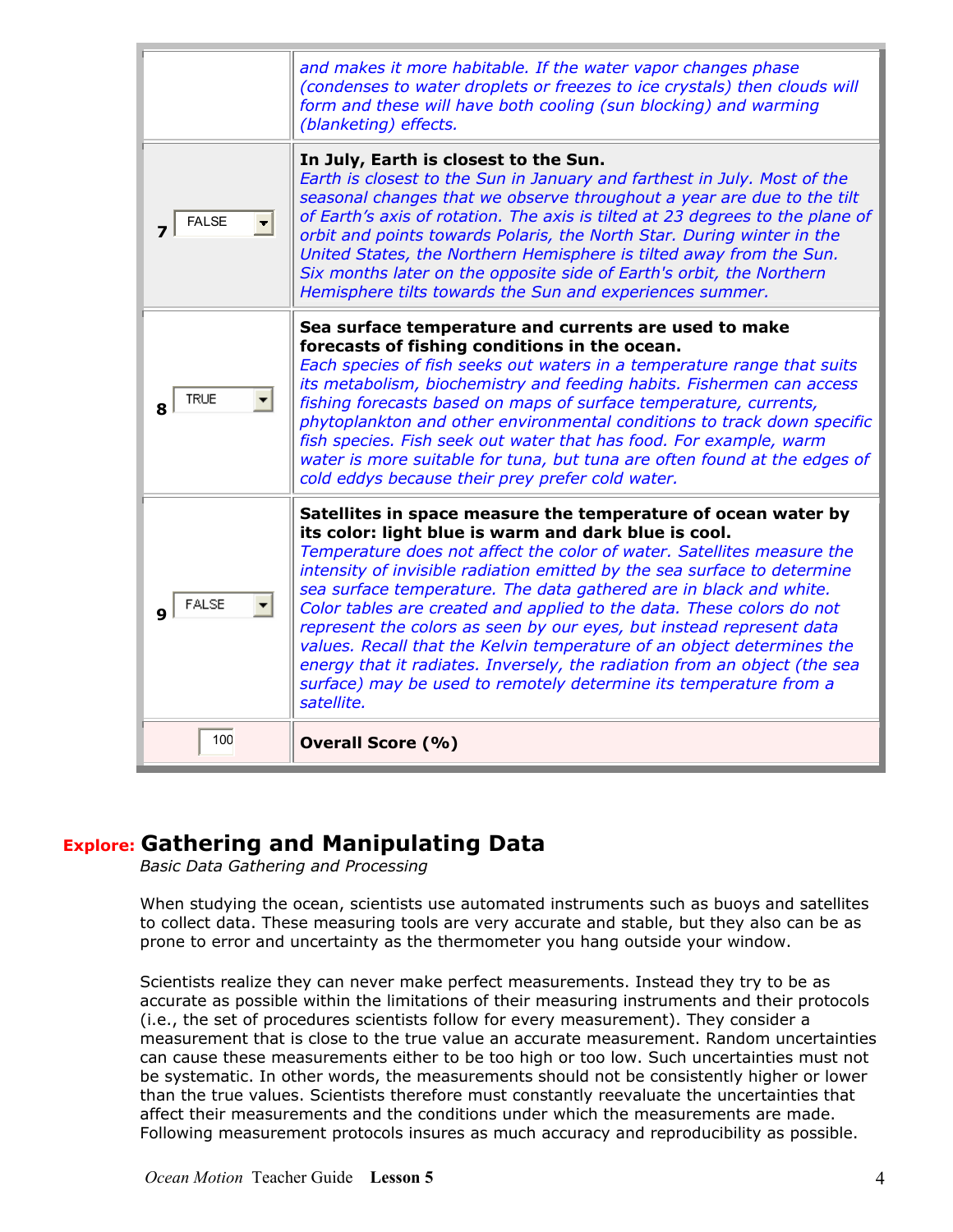| | |
|---|---|
| | *and makes it more habitable. If the water vapor changes phase (condenses to water droplets or freezes to ice crystals) then clouds will form and these will have both cooling (sun blocking) and warming (blanketing) effects.* |
| 7 FALSE | **In July, Earth is closest to the Sun.** *Earth is closest to the Sun in January and farthest in July. Most of the seasonal changes that we observe throughout a year are due to the tilt of Earth's axis of rotation. The axis is tilted at 23 degrees to the plane of orbit and points towards Polaris, the North Star. During winter in the United States, the Northern Hemisphere is tilted away from the Sun. Six months later on the opposite side of Earth's orbit, the Northern Hemisphere tilts towards the Sun and experiences summer.* |
| 8 TRUE | **Sea surface temperature and currents are used to make forecasts of fishing conditions in the ocean.** *Each species of fish seeks out waters in a temperature range that suits its metabolism, biochemistry and feeding habits. Fishermen can access fishing forecasts based on maps of surface temperature, currents, phytoplankton and other environmental conditions to track down specific fish species. Fish seek out water that has food. For example, warm water is more suitable for tuna, but tuna are often found at the edges of cold eddys because their prey prefer cold water.* |
| 9 FALSE | **Satellites in space measure the temperature of ocean water by its color: light blue is warm and dark blue is cool.** *Temperature does not affect the color of water. Satellites measure the intensity of invisible radiation emitted by the sea surface to determine sea surface temperature. The data gathered are in black and white. Color tables are created and applied to the data. These colors do not represent the colors as seen by our eyes, but instead represent data values. Recall that the Kelvin temperature of an object determines the energy that it radiates. Inversely, the radiation from an object (the sea surface) may be used to remotely determine its temperature from a satellite.* |
| 100 | **Overall Score (%)** |

## Explore: Gathering and Manipulating Data

*Basic Data Gathering and Processing*

When studying the ocean, scientists use automated instruments such as buoys and satellites to collect data. These measuring tools are very accurate and stable, but they also can be as prone to error and uncertainty as the thermometer you hang outside your window.

Scientists realize they can never make perfect measurements. Instead they try to be as accurate as possible within the limitations of their measuring instruments and their protocols (i.e., the set of procedures scientists follow for every measurement). They consider a measurement that is close to the true value an accurate measurement. Random uncertainties can cause these measurements either to be too high or too low. Such uncertainties must not be systematic. In other words, the measurements should not be consistently higher or lower than the true values. Scientists therefore must constantly reevaluate the uncertainties that affect their measurements and the conditions under which the measurements are made. Following measurement protocols insures as much accuracy and reproducibility as possible.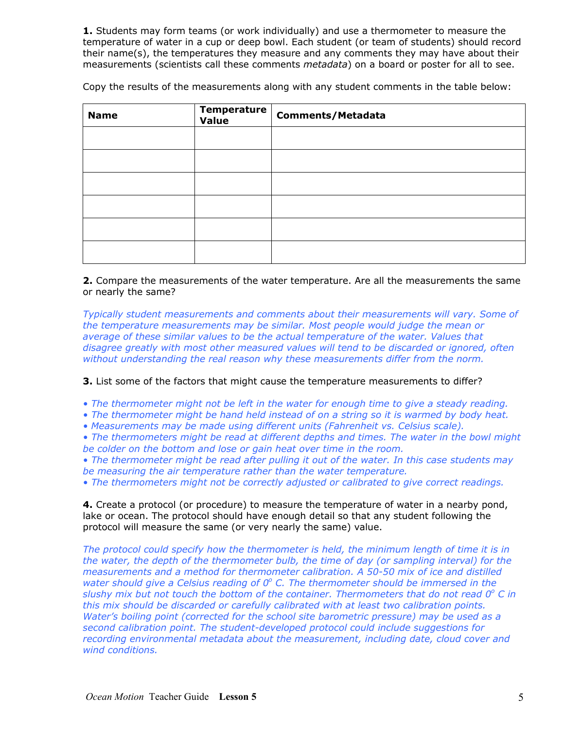**1.** Students may form teams (or work individually) and use a thermometer to measure the temperature of water in a cup or deep bowl. Each student (or team of students) should record their name(s), the temperatures they measure and any comments they may have about their measurements (scientists call these comments *metadata*) on a board or poster for all to see.

Copy the results of the measurements along with any student comments in the table below:

| Name | Temperature Value | Comments/Metadata |
|---|---|---|
| | | |
| | | |
| | | |
| | | |
| | | |
| | | |

**2.** Compare the measurements of the water temperature. Are all the measurements the same or nearly the same?

*Typically student measurements and comments about their measurements will vary. Some of the temperature measurements may be similar. Most people would judge the mean or average of these similar values to be the actual temperature of the water. Values that disagree greatly with most other measured values will tend to be discarded or ignored, often without understanding the real reason why these measurements differ from the norm.*

**3.** List some of the factors that might cause the temperature measurements to differ?

- *The thermometer might not be left in the water for enough time to give a steady reading.*
- *The thermometer might be hand held instead of on a string so it is warmed by body heat.*
- *Measurements may be made using different units (Fahrenheit vs. Celsius scale).*
- *The thermometers might be read at different depths and times. The water in the bowl might be colder on the bottom and lose or gain heat over time in the room.*
- *The thermometer might be read after pulling it out of the water. In this case students may be measuring the air temperature rather than the water temperature.*
- *The thermometers might not be correctly adjusted or calibrated to give correct readings.*

**4.** Create a protocol (or procedure) to measure the temperature of water in a nearby pond, lake or ocean. The protocol should have enough detail so that any student following the protocol will measure the same (or very nearly the same) value.

*The protocol could specify how the thermometer is held, the minimum length of time it is in the water, the depth of the thermometer bulb, the time of day (or sampling interval) for the measurements and a method for thermometer calibration. A 50-50 mix of ice and distilled water should give a Celsius reading of $0^o$ C. The thermometer should be immersed in the slushy mix but not touch the bottom of the container. Thermometers that do not read $0^o$ C in this mix should be discarded or carefully calibrated with at least two calibration points. Water's boiling point (corrected for the school site barometric pressure) may be used as a second calibration point. The student-developed protocol could include suggestions for recording environmental metadata about the measurement, including date, cloud cover and wind conditions.*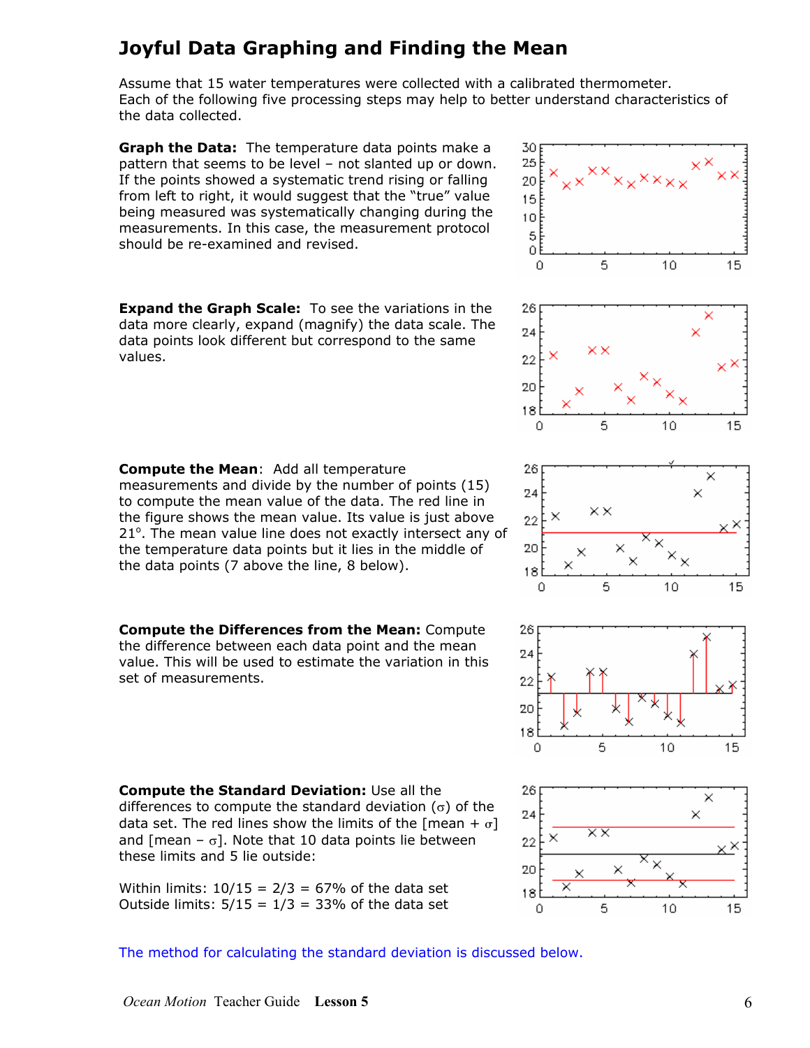# Joyful Data Graphing and Finding the Mean

Assume that 15 water temperatures were collected with a calibrated thermometer. Each of the following five processing steps may help to better understand characteristics of the data collected.

**Graph the Data:** The temperature data points make a pattern that seems to be level – not slanted up or down. If the points showed a systematic trend rising or falling from left to right, it would suggest that the "true" value being measured was systematically changing during the measurements. In this case, the measurement protocol should be re-examined and revised.

**Expand the Graph Scale:** To see the variations in the data more clearly, expand (magnify) the data scale. The data points look different but correspond to the same values.

**Compute the Mean**: Add all temperature measurements and divide by the number of points (15) to compute the mean value of the data. The red line in the figure shows the mean value. Its value is just above 21°. The mean value line does not exactly intersect any of the temperature data points but it lies in the middle of the data points (7 above the line, 8 below).

**Compute the Differences from the Mean:** Compute the difference between each data point and the mean value. This will be used to estimate the variation in this set of measurements.

**Compute the Standard Deviation:** Use all the differences to compute the standard deviation ($\sigma$) of the data set. The red lines show the limits of the [mean + $\sigma$] and [mean – $\sigma$]. Note that 10 data points lie between these limits and 5 lie outside:

Within limits: 10/15 = 2/3 = 67% of the data set
Outside limits: 5/15 = 1/3 = 33% of the data set

The method for calculating the standard deviation is discussed below.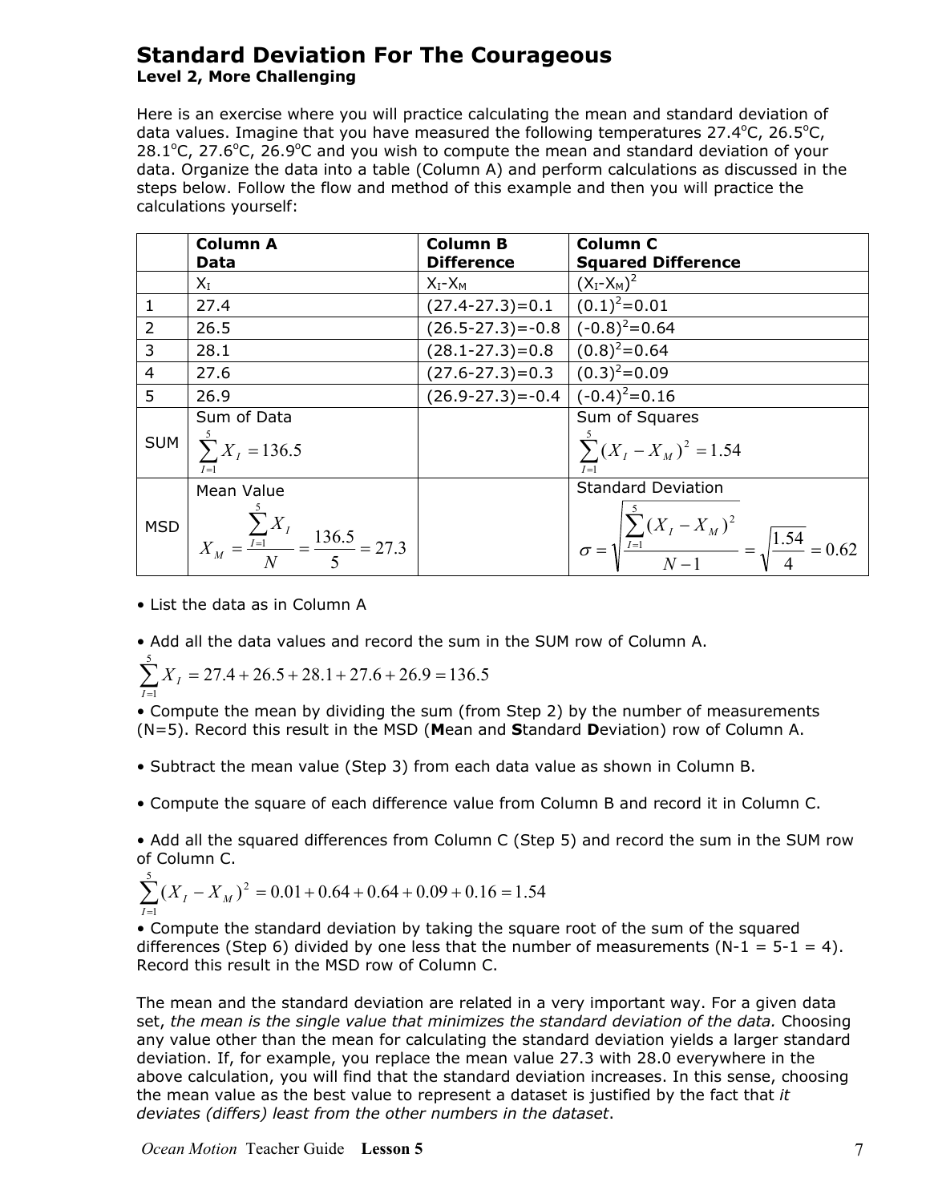# Standard Deviation For The Courageous

**Level 2, More Challenging**

Here is an exercise where you will practice calculating the mean and standard deviation of data values. Imagine that you have measured the following temperatures 27.4°C, 26.5°C, 28.1°C, 27.6°C, 26.9°C and you wish to compute the mean and standard deviation of your data. Organize the data into a table (Column A) and perform calculations as discussed in the steps below. Follow the flow and method of this example and then you will practice the calculations yourself:

| | **Column A Data** | **Column B Difference** | **Column C Squared Difference** |
|---|---|---|---|
| | $X_I$ | $X_I$-$X_M$ | $(X_I$-$X_M)^2$ |
| 1 | 27.4 | (27.4-27.3)=0.1 | $(0.1)^2$=0.01 |
| 2 | 26.5 | (26.5-27.3)=-0.8 | $(-0.8)^2$=0.64 |
| 3 | 28.1 | (28.1-27.3)=0.8 | $(0.8)^2$=0.64 |
| 4 | 27.6 | (27.6-27.3)=0.3 | $(0.3)^2$=0.09 |
| 5 | 26.9 | (26.9-27.3)=-0.4 | $(-0.4)^2$=0.16 |
| SUM | Sum of Data $\sum_{I=1}^{5} X_I = 136.5$ | | Sum of Squares $\sum_{I=1}^{5} (X_I - X_M)^2 = 1.54$ |
| MSD | Mean Value $X_M = \frac{\sum_{I=1}^{5} X_I}{N} = \frac{136.5}{5} = 27.3$ | | Standard Deviation $\sigma = \sqrt{\frac{\sum_{I=1}^{5}(X_I - X_M)^2}{N-1}} = \sqrt{\frac{1.54}{4}} = 0.62$ |

- List the data as in Column A
- Add all the data values and record the sum in the SUM row of Column A.

$$\sum_{I=1}^{5} X_I = 27.4 + 26.5 + 28.1 + 27.6 + 26.9 = 136.5$$

- Compute the mean by dividing the sum (from Step 2) by the number of measurements (N=5). Record this result in the MSD (**M**ean and **S**tandard **D**eviation) row of Column A.
- Subtract the mean value (Step 3) from each data value as shown in Column B.
- Compute the square of each difference value from Column B and record it in Column C.
- Add all the squared differences from Column C (Step 5) and record the sum in the SUM row of Column C.

$$\sum_{I=1}^{5} (X_I - X_M)^2 = 0.01 + 0.64 + 0.64 + 0.09 + 0.16 = 1.54$$

- Compute the standard deviation by taking the square root of the sum of the squared differences (Step 6) divided by one less that the number of measurements (N-1 = 5-1 = 4). Record this result in the MSD row of Column C.

The mean and the standard deviation are related in a very important way. For a given data set, *the mean is the single value that minimizes the standard deviation of the data.* Choosing any value other than the mean for calculating the standard deviation yields a larger standard deviation. If, for example, you replace the mean value 27.3 with 28.0 everywhere in the above calculation, you will find that the standard deviation increases. In this sense, choosing the mean value as the best value to represent a dataset is justified by the fact that *it deviates (differs) least from the other numbers in the dataset*.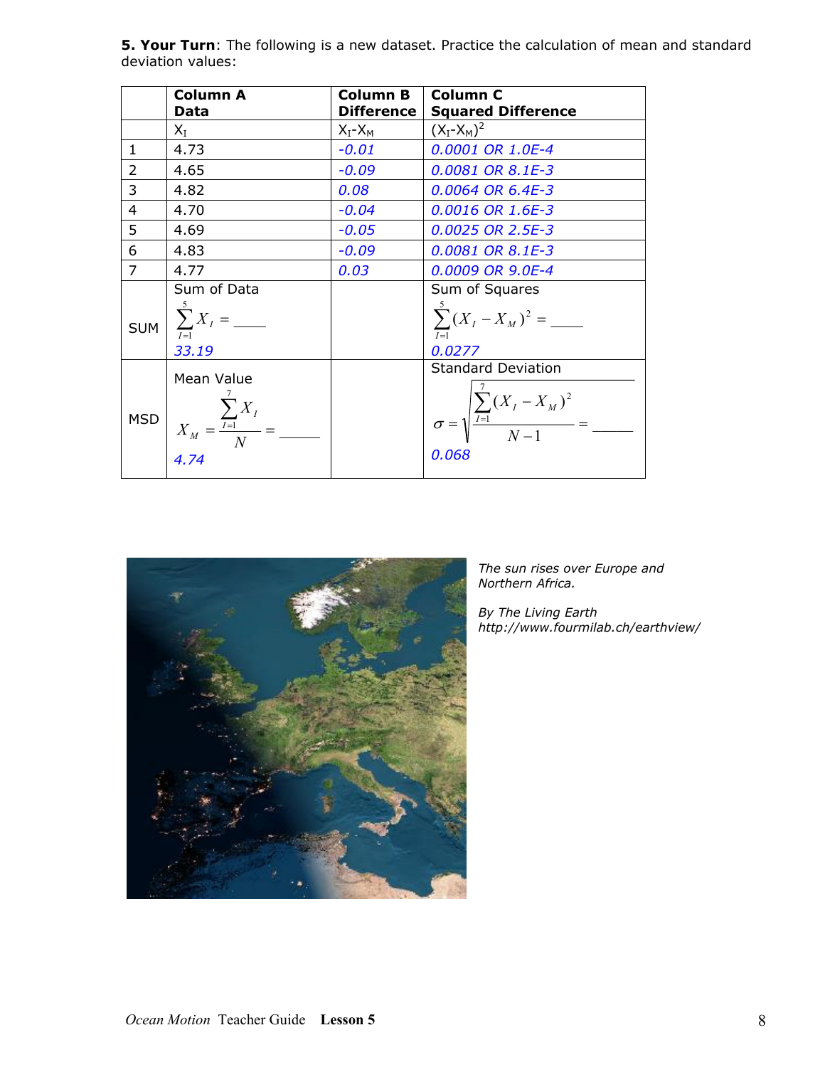**5. Your Turn**: The following is a new dataset. Practice the calculation of mean and standard deviation values:

| | **Column A** **Data** | **Column B** **Difference** | **Column C** **Squared Difference** |
|---|---|---|---|
| | $X_I$ | $X_I$-$X_M$ | $(X_I$-$X_M)^2$ |
| 1 | 4.73 | *-0.01* | *0.0001 OR 1.0E-4* |
| 2 | 4.65 | *-0.09* | *0.0081 OR 8.1E-3* |
| 3 | 4.82 | *0.08* | *0.0064 OR 6.4E-3* |
| 4 | 4.70 | *-0.04* | *0.0016 OR 1.6E-3* |
| 5 | 4.69 | *-0.05* | *0.0025 OR 2.5E-3* |
| 6 | 4.83 | *-0.09* | *0.0081 OR 8.1E-3* |
| 7 | 4.77 | *0.03* | *0.0009 OR 9.0E-4* |
| SUM | Sum of Data $\sum_{I=1}^{5} X_I =$ ____ *33.19* | | Sum of Squares $\sum_{I=1}^{5} (X_I - X_M)^2 =$ ____ *0.0277* |
| MSD | Mean Value $X_M = \frac{\sum_{I=1}^{7} X_I}{N} =$ _____ *4.74* | | Standard Deviation $\sigma = \sqrt{\frac{\sum_{I=1}^{7} (X_I - X_M)^2}{N-1}} =$ _____ *0.068* |

*The sun rises over Europe and Northern Africa.*

*By The Living Earth http://www.fourmilab.ch/earthview/*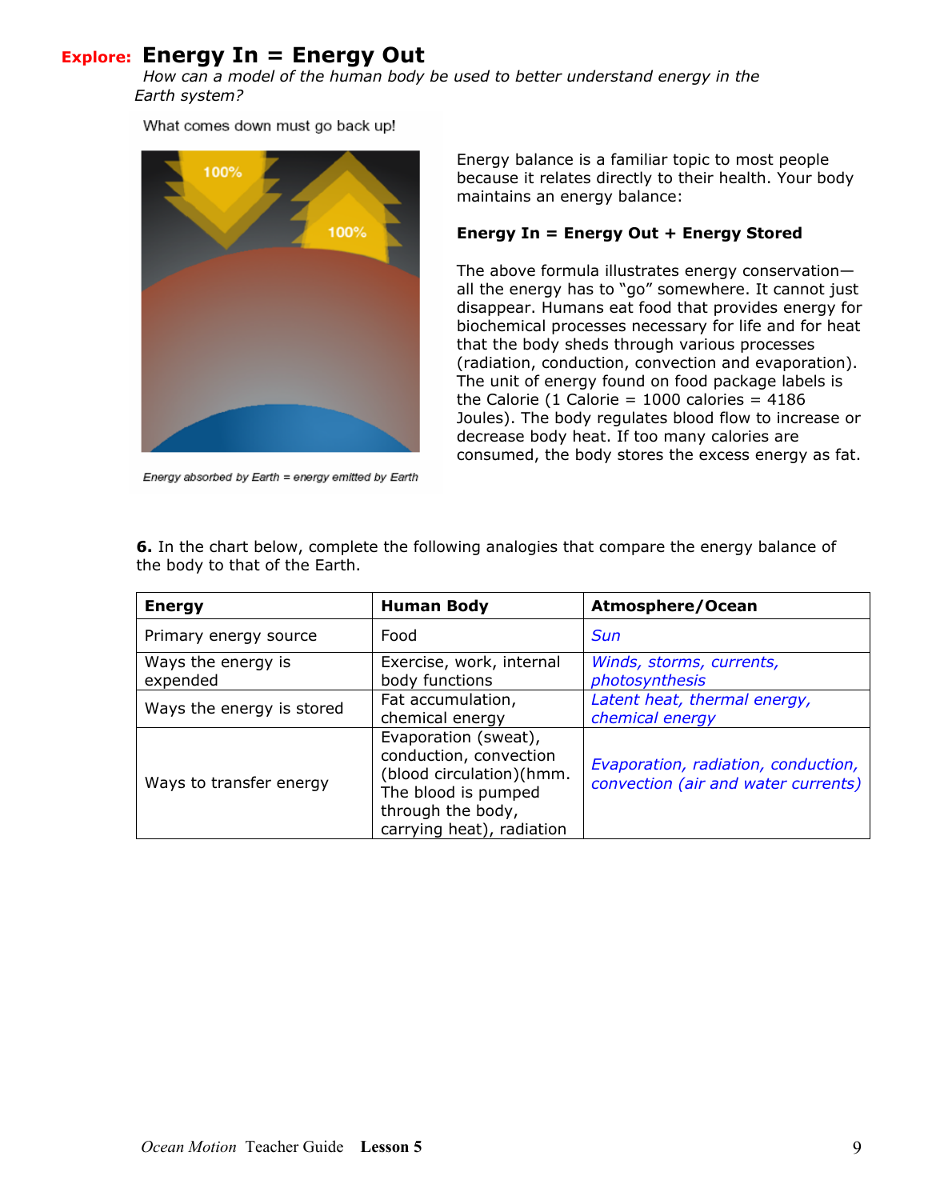**Explore:** **Energy In = Energy Out**

*How can a model of the human body be used to better understand energy in the Earth system?*

What comes down must go back up!

100%

100%

*Energy absorbed by Earth = energy emitted by Earth*

Energy balance is a familiar topic to most people because it relates directly to their health. Your body maintains an energy balance:

**Energy In = Energy Out + Energy Stored**

The above formula illustrates energy conservation—all the energy has to "go" somewhere. It cannot just disappear. Humans eat food that provides energy for biochemical processes necessary for life and for heat that the body sheds through various processes (radiation, conduction, convection and evaporation). The unit of energy found on food package labels is the Calorie (1 Calorie = 1000 calories = 4186 Joules). The body regulates blood flow to increase or decrease body heat. If too many calories are consumed, the body stores the excess energy as fat.

**6.** In the chart below, complete the following analogies that compare the energy balance of the body to that of the Earth.

| **Energy** | **Human Body** | **Atmosphere/Ocean** |
|---|---|---|
| Primary energy source | Food | *Sun* |
| Ways the energy is expended | Exercise, work, internal body functions | *Winds, storms, currents, photosynthesis* |
| Ways the energy is stored | Fat accumulation, chemical energy | *Latent heat, thermal energy, chemical energy* |
| Ways to transfer energy | Evaporation (sweat), conduction, convection (blood circulation)(hmm. The blood is pumped through the body, carrying heat), radiation | *Evaporation, radiation, conduction, convection (air and water currents)* |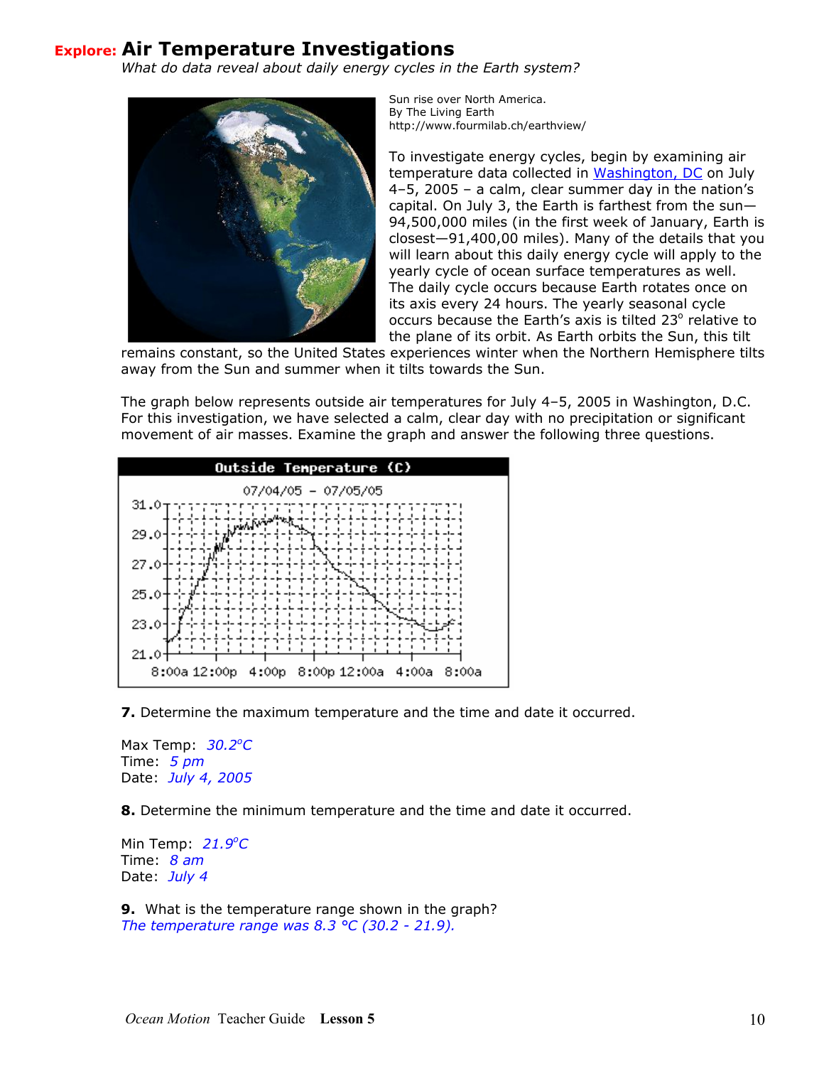## Explore: Air Temperature Investigations

*What do data reveal about daily energy cycles in the Earth system?*

Sun rise over North America.
By The Living Earth
http://www.fourmilab.ch/earthview/

To investigate energy cycles, begin by examining air temperature data collected in Washington, DC on July 4–5, 2005 – a calm, clear summer day in the nation's capital. On July 3, the Earth is farthest from the sun—94,500,000 miles (in the first week of January, Earth is closest—91,400,00 miles). Many of the details that you will learn about this daily energy cycle will apply to the yearly cycle of ocean surface temperatures as well. The daily cycle occurs because Earth rotates once on its axis every 24 hours. The yearly seasonal cycle occurs because the Earth's axis is tilted 23° relative to the plane of its orbit. As Earth orbits the Sun, this tilt remains constant, so the United States experiences winter when the Northern Hemisphere tilts away from the Sun and summer when it tilts towards the Sun.

The graph below represents outside air temperatures for July 4–5, 2005 in Washington, D.C. For this investigation, we have selected a calm, clear day with no precipitation or significant movement of air masses. Examine the graph and answer the following three questions.

**7.** Determine the maximum temperature and the time and date it occurred.

Max Temp: *30.2°C*
Time: *5 pm*
Date: *July 4, 2005*

**8.** Determine the minimum temperature and the time and date it occurred.

Min Temp: *21.9°C*
Time: *8 am*
Date: *July 4*

**9.** What is the temperature range shown in the graph?
*The temperature range was 8.3 °C (30.2 - 21.9).*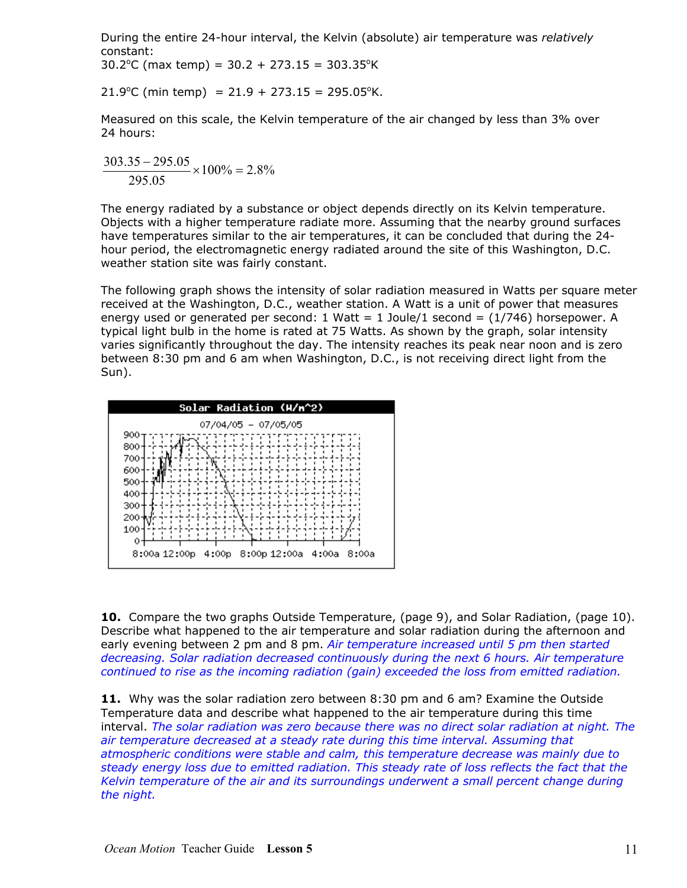During the entire 24-hour interval, the Kelvin (absolute) air temperature was *relatively* constant:
30.2°C (max temp) = 30.2 + 273.15 = 303.35°K

21.9°C (min temp) = 21.9 + 273.15 = 295.05°K.

Measured on this scale, the Kelvin temperature of the air changed by less than 3% over 24 hours:

$$\frac{303.35 - 295.05}{295.05} \times 100\% = 2.8\%$$

The energy radiated by a substance or object depends directly on its Kelvin temperature. Objects with a higher temperature radiate more. Assuming that the nearby ground surfaces have temperatures similar to the air temperatures, it can be concluded that during the 24-hour period, the electromagnetic energy radiated around the site of this Washington, D.C. weather station site was fairly constant.

The following graph shows the intensity of solar radiation measured in Watts per square meter received at the Washington, D.C., weather station. A Watt is a unit of power that measures energy used or generated per second: 1 Watt = 1 Joule/1 second = (1/746) horsepower. A typical light bulb in the home is rated at 75 Watts. As shown by the graph, solar intensity varies significantly throughout the day. The intensity reaches its peak near noon and is zero between 8:30 pm and 6 am when Washington, D.C., is not receiving direct light from the Sun).

**10.** Compare the two graphs Outside Temperature, (page 9), and Solar Radiation, (page 10). Describe what happened to the air temperature and solar radiation during the afternoon and early evening between 2 pm and 8 pm. *Air temperature increased until 5 pm then started decreasing. Solar radiation decreased continuously during the next 6 hours. Air temperature continued to rise as the incoming radiation (gain) exceeded the loss from emitted radiation.*

**11.** Why was the solar radiation zero between 8:30 pm and 6 am? Examine the Outside Temperature data and describe what happened to the air temperature during this time interval. *The solar radiation was zero because there was no direct solar radiation at night. The air temperature decreased at a steady rate during this time interval. Assuming that atmospheric conditions were stable and calm, this temperature decrease was mainly due to steady energy loss due to emitted radiation. This steady rate of loss reflects the fact that the Kelvin temperature of the air and its surroundings underwent a small percent change during the night.*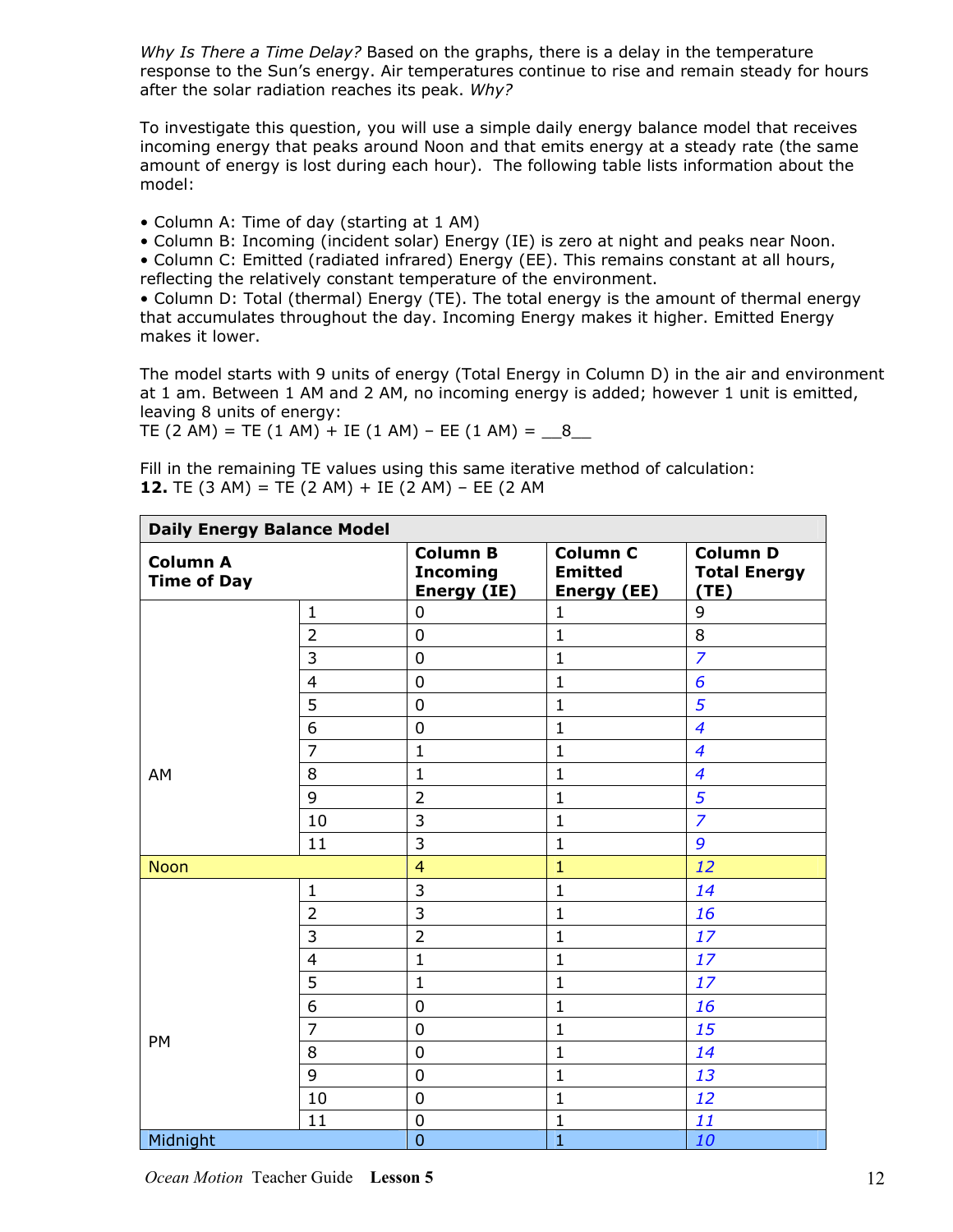*Why Is There a Time Delay?* Based on the graphs, there is a delay in the temperature response to the Sun's energy. Air temperatures continue to rise and remain steady for hours after the solar radiation reaches its peak. *Why?*

To investigate this question, you will use a simple daily energy balance model that receives incoming energy that peaks around Noon and that emits energy at a steady rate (the same amount of energy is lost during each hour). The following table lists information about the model:

- Column A: Time of day (starting at 1 AM)
- Column B: Incoming (incident solar) Energy (IE) is zero at night and peaks near Noon.
- Column C: Emitted (radiated infrared) Energy (EE). This remains constant at all hours, reflecting the relatively constant temperature of the environment.
- Column D: Total (thermal) Energy (TE). The total energy is the amount of thermal energy that accumulates throughout the day. Incoming Energy makes it higher. Emitted Energy makes it lower.

The model starts with 9 units of energy (Total Energy in Column D) in the air and environment at 1 am. Between 1 AM and 2 AM, no incoming energy is added; however 1 unit is emitted, leaving 8 units of energy:
TE (2 AM) = TE (1 AM) + IE (1 AM) – EE (1 AM) = __8__

Fill in the remaining TE values using this same iterative method of calculation:
**12.** TE (3 AM) = TE (2 AM) + IE (2 AM) – EE (2 AM

| **Daily Energy Balance Model** | | | | |
|---|---|---|---|---|
| **Column A Time of Day** | | **Column B Incoming Energy (IE)** | **Column C Emitted Energy (EE)** | **Column D Total Energy (TE)** |
| AM | 1 | 0 | 1 | 9 |
| | 2 | 0 | 1 | 8 |
| | 3 | 0 | 1 | *7* |
| | 4 | 0 | 1 | *6* |
| | 5 | 0 | 1 | *5* |
| | 6 | 0 | 1 | *4* |
| | 7 | 1 | 1 | *4* |
| | 8 | 1 | 1 | *4* |
| | 9 | 2 | 1 | *5* |
| | 10 | 3 | 1 | *7* |
| | 11 | 3 | 1 | *9* |
| Noon | | 4 | 1 | *12* |
| PM | 1 | 3 | 1 | *14* |
| | 2 | 3 | 1 | *16* |
| | 3 | 2 | 1 | *17* |
| | 4 | 1 | 1 | *17* |
| | 5 | 1 | 1 | *17* |
| | 6 | 0 | 1 | *16* |
| | 7 | 0 | 1 | *15* |
| | 8 | 0 | 1 | *14* |
| | 9 | 0 | 1 | *13* |
| | 10 | 0 | 1 | *12* |
| | 11 | 0 | 1 | *11* |
| Midnight | | 0 | 1 | *10* |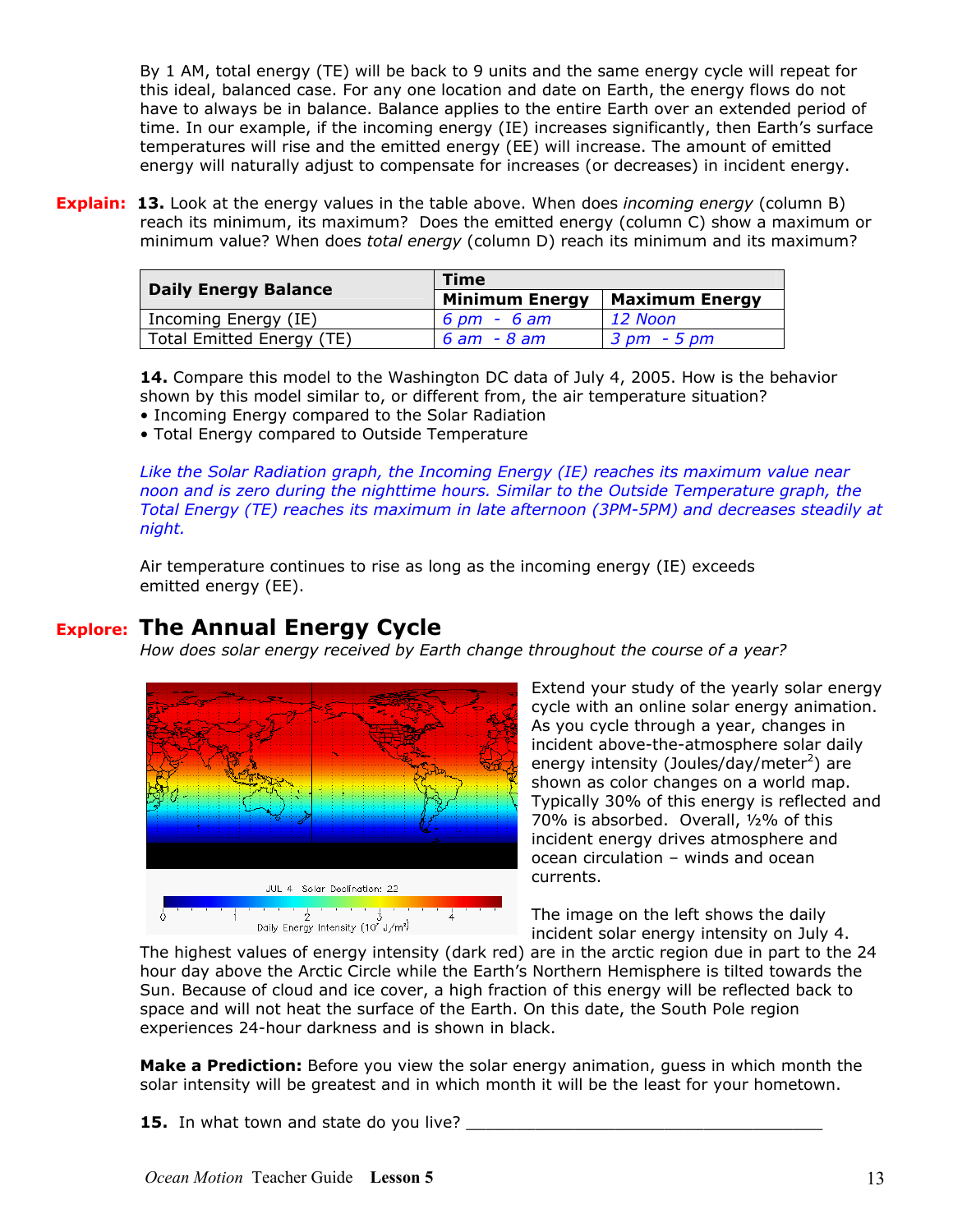By 1 AM, total energy (TE) will be back to 9 units and the same energy cycle will repeat for this ideal, balanced case. For any one location and date on Earth, the energy flows do not have to always be in balance. Balance applies to the entire Earth over an extended period of time. In our example, if the incoming energy (IE) increases significantly, then Earth's surface temperatures will rise and the emitted energy (EE) will increase. The amount of emitted energy will naturally adjust to compensate for increases (or decreases) in incident energy.

**Explain:** **13.** Look at the energy values in the table above. When does *incoming energy* (column B) reach its minimum, its maximum? Does the emitted energy (column C) show a maximum or minimum value? When does *total energy* (column D) reach its minimum and its maximum?

| Daily Energy Balance | Time | |
|---|---|---|
| | **Minimum Energy** | **Maximum Energy** |
| Incoming Energy (IE) | *6 pm - 6 am* | *12 Noon* |
| Total Emitted Energy (TE) | *6 am - 8 am* | *3 pm - 5 pm* |

**14.** Compare this model to the Washington DC data of July 4, 2005. How is the behavior shown by this model similar to, or different from, the air temperature situation?

- Incoming Energy compared to the Solar Radiation
- Total Energy compared to Outside Temperature

*Like the Solar Radiation graph, the Incoming Energy (IE) reaches its maximum value near noon and is zero during the nighttime hours. Similar to the Outside Temperature graph, the Total Energy (TE) reaches its maximum in late afternoon (3PM-5PM) and decreases steadily at night.*

Air temperature continues to rise as long as the incoming energy (IE) exceeds emitted energy (EE).

## Explore: The Annual Energy Cycle

*How does solar energy received by Earth change throughout the course of a year?*

JUL 4 Solar Declination: 22

Daily Energy Intensity ($10^7$ J/m$^2$)

Extend your study of the yearly solar energy cycle with an online solar energy animation. As you cycle through a year, changes in incident above-the-atmosphere solar daily energy intensity (Joules/day/meter$^2$) are shown as color changes on a world map. Typically 30% of this energy is reflected and 70% is absorbed. Overall, ½% of this incident energy drives atmosphere and ocean circulation – winds and ocean currents.

The image on the left shows the daily incident solar energy intensity on July 4. The highest values of energy intensity (dark red) are in the arctic region due in part to the 24 hour day above the Arctic Circle while the Earth's Northern Hemisphere is tilted towards the Sun. Because of cloud and ice cover, a high fraction of this energy will be reflected back to space and will not heat the surface of the Earth. On this date, the South Pole region experiences 24-hour darkness and is shown in black.

**Make a Prediction:** Before you view the solar energy animation, guess in which month the solar intensity will be greatest and in which month it will be the least for your hometown.

**15.** In what town and state do you live? ______________________________________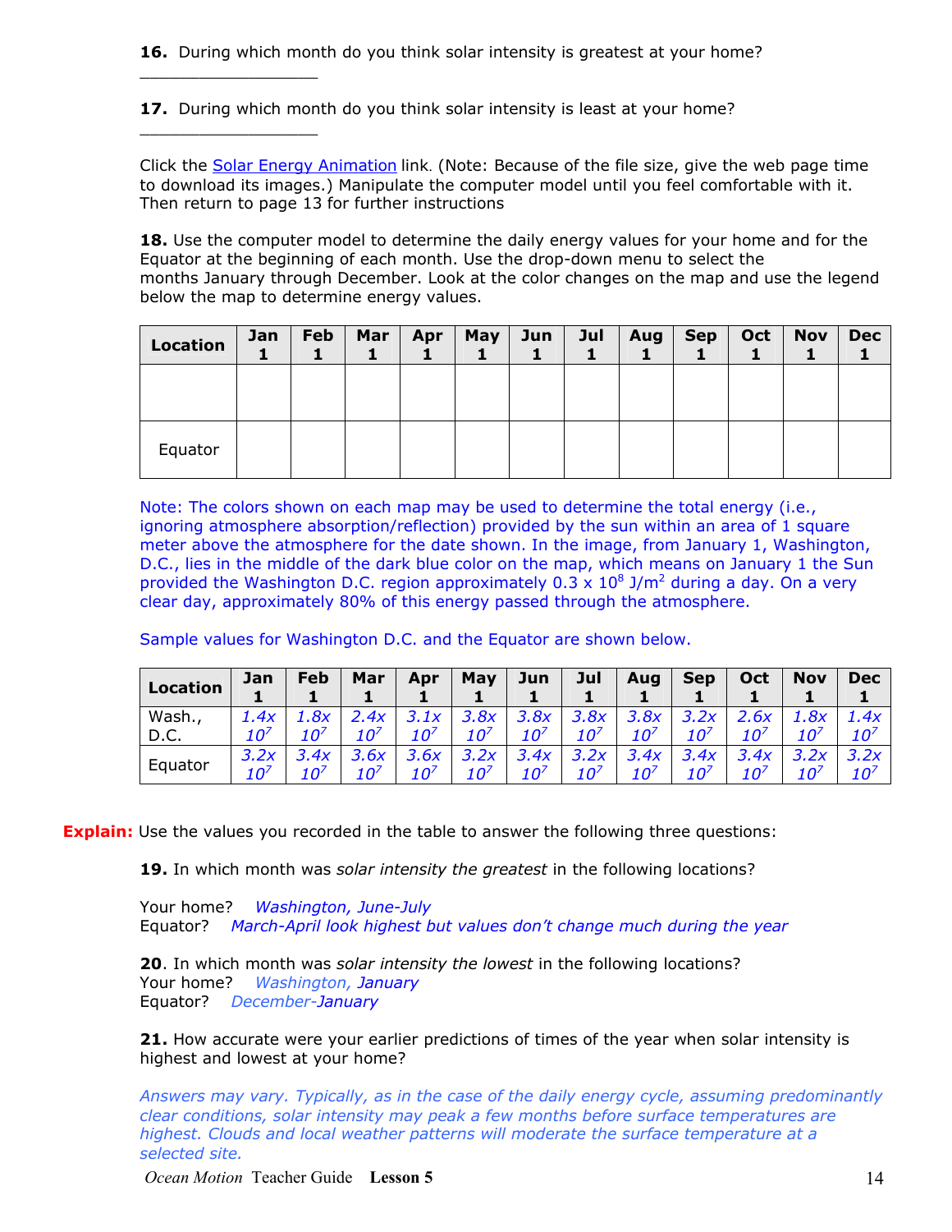**16.** During which month do you think solar intensity is greatest at your home?

___________________

**17.** During which month do you think solar intensity is least at your home?

___________________

Click the Solar Energy Animation link. (Note: Because of the file size, give the web page time to download its images.) Manipulate the computer model until you feel comfortable with it. Then return to page 13 for further instructions

**18.** Use the computer model to determine the daily energy values for your home and for the Equator at the beginning of each month. Use the drop-down menu to select the months January through December. Look at the color changes on the map and use the legend below the map to determine energy values.

| Location | Jan 1 | Feb 1 | Mar 1 | Apr 1 | May 1 | Jun 1 | Jul 1 | Aug 1 | Sep 1 | Oct 1 | Nov 1 | Dec 1 |
|---|---|---|---|---|---|---|---|---|---|---|---|---|
| | | | | | | | | | | | | |
| Equator | | | | | | | | | | | | |

*Note: The colors shown on each map may be used to determine the total energy (i.e., ignoring atmosphere absorption/reflection) provided by the sun within an area of 1 square meter above the atmosphere for the date shown. In the image, from January 1, Washington, D.C., lies in the middle of the dark blue color on the map, which means on January 1 the Sun provided the Washington D.C. region approximately $0.3 \times 10^8$ J/m$^2$ during a day. On a very clear day, approximately 80% of this energy passed through the atmosphere.*

*Sample values for Washington D.C. and the Equator are shown below.*

| Location | Jan 1 | Feb 1 | Mar 1 | Apr 1 | May 1 | Jun 1 | Jul 1 | Aug 1 | Sep 1 | Oct 1 | Nov 1 | Dec 1 |
|---|---|---|---|---|---|---|---|---|---|---|---|---|
| Wash., D.C. | $1.4 \times 10^7$ | $1.8 \times 10^7$ | $2.4 \times 10^7$ | $3.1 \times 10^7$ | $3.8 \times 10^7$ | $3.8 \times 10^7$ | $3.8 \times 10^7$ | $3.8 \times 10^7$ | $3.2 \times 10^7$ | $2.6 \times 10^7$ | $1.8 \times 10^7$ | $1.4 \times 10^7$ |
| Equator | $3.2 \times 10^7$ | $3.4 \times 10^7$ | $3.6 \times 10^7$ | $3.6 \times 10^7$ | $3.2 \times 10^7$ | $3.4 \times 10^7$ | $3.2 \times 10^7$ | $3.4 \times 10^7$ | $3.4 \times 10^7$ | $3.4 \times 10^7$ | $3.2 \times 10^7$ | $3.2 \times 10^7$ |

**Explain:** Use the values you recorded in the table to answer the following three questions:

**19.** In which month was *solar intensity the greatest* in the following locations?

Your home? *Washington, June-July*
Equator? *March-April look highest but values don't change much during the year*

**20**. In which month was *solar intensity the lowest* in the following locations?
Your home? *Washington, January*
Equator? *December-January*

**21.** How accurate were your earlier predictions of times of the year when solar intensity is highest and lowest at your home?

*Answers may vary. Typically, as in the case of the daily energy cycle, assuming predominantly clear conditions, solar intensity may peak a few months before surface temperatures are highest. Clouds and local weather patterns will moderate the surface temperature at a selected site.*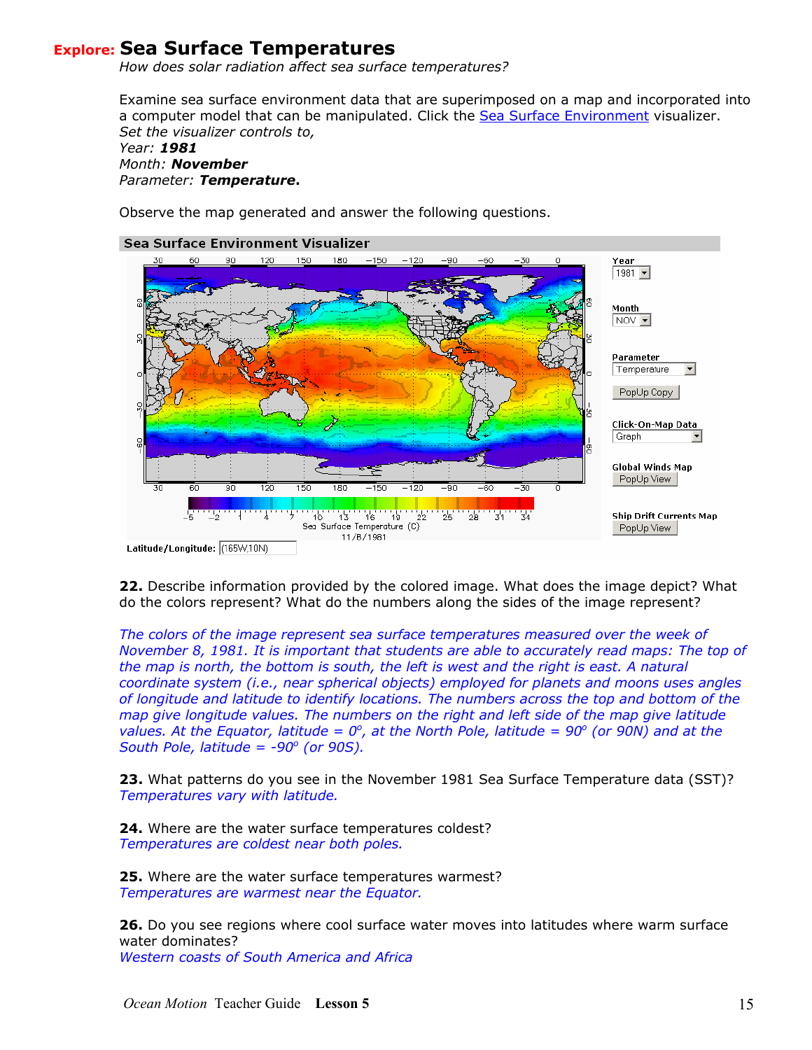## Explore: Sea Surface Temperatures

*How does solar radiation affect sea surface temperatures?*

Examine sea surface environment data that are superimposed on a map and incorporated into a computer model that can be manipulated. Click the Sea Surface Environment visualizer.
*Set the visualizer controls to,*
*Year:* ***1981***
*Month:* ***November***
*Parameter:* ***Temperature*****.**

Observe the map generated and answer the following questions.

**22.** Describe information provided by the colored image. What does the image depict? What do the colors represent? What do the numbers along the sides of the image represent?

*The colors of the image represent sea surface temperatures measured over the week of November 8, 1981. It is important that students are able to accurately read maps: The top of the map is north, the bottom is south, the left is west and the right is east. A natural coordinate system (i.e., near spherical objects) employed for planets and moons uses angles of longitude and latitude to identify locations. The numbers across the top and bottom of the map give longitude values. The numbers on the right and left side of the map give latitude values. At the Equator, latitude = $0^o$, at the North Pole, latitude = $90^o$ (or 90N) and at the South Pole, latitude = $-90^o$ (or 90S).*

**23.** What patterns do you see in the November 1981 Sea Surface Temperature data (SST)?
*Temperatures vary with latitude.*

**24.** Where are the water surface temperatures coldest?
*Temperatures are coldest near both poles.*

**25.** Where are the water surface temperatures warmest?
*Temperatures are warmest near the Equator.*

**26.** Do you see regions where cool surface water moves into latitudes where warm surface water dominates?
*Western coasts of South America and Africa*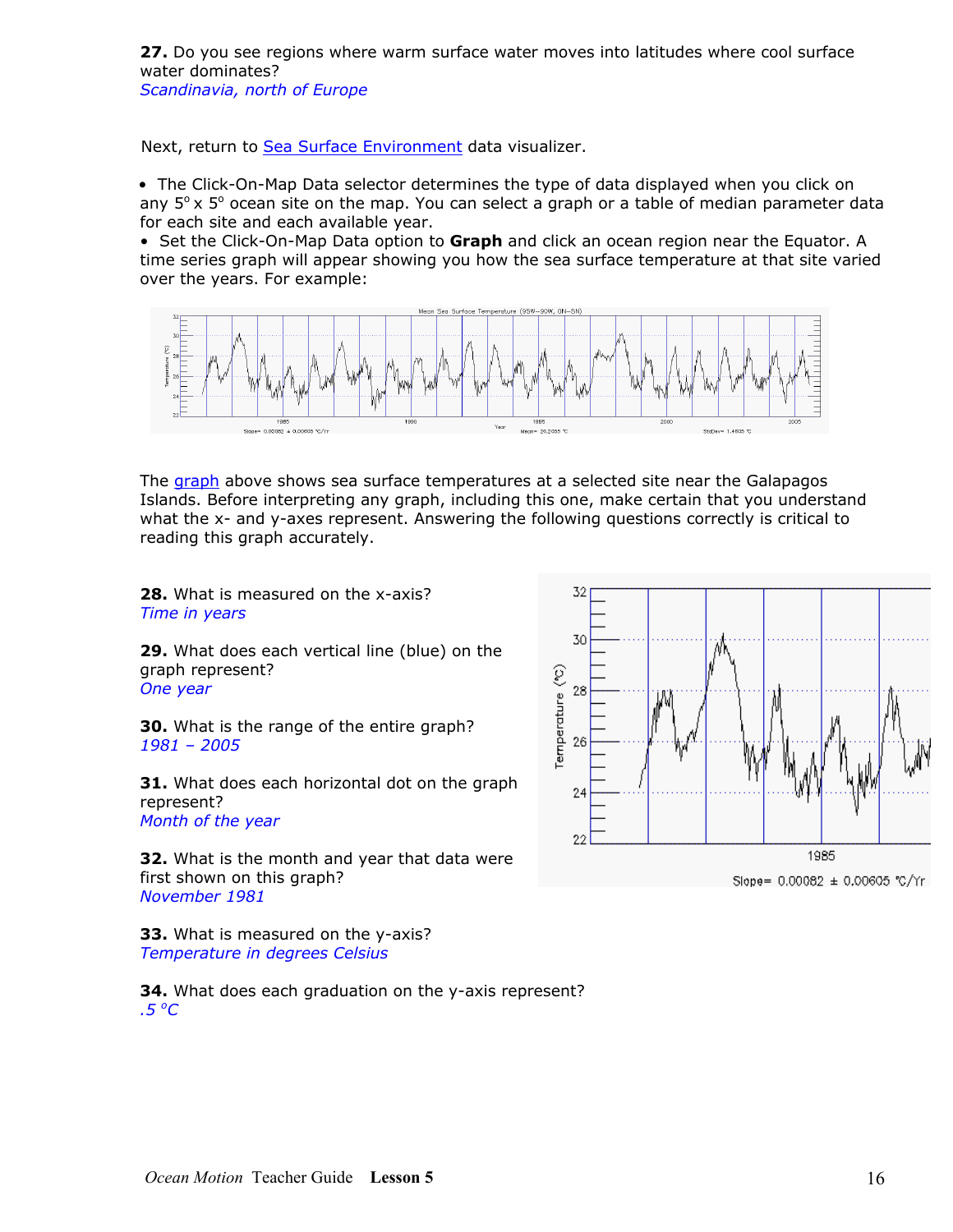**27.** Do you see regions where warm surface water moves into latitudes where cool surface water dominates?
*Scandinavia, north of Europe*

Next, return to Sea Surface Environment data visualizer.

- The Click-On-Map Data selector determines the type of data displayed when you click on any 5° x 5° ocean site on the map. You can select a graph or a table of median parameter data for each site and each available year.
- Set the Click-On-Map Data option to **Graph** and click an ocean region near the Equator. A time series graph will appear showing you how the sea surface temperature at that site varied over the years. For example:

The graph above shows sea surface temperatures at a selected site near the Galapagos Islands. Before interpreting any graph, including this one, make certain that you understand what the x- and y-axes represent. Answering the following questions correctly is critical to reading this graph accurately.

**28.** What is measured on the x-axis?
*Time in years*

**29.** What does each vertical line (blue) on the graph represent?
*One year*

**30.** What is the range of the entire graph?
*1981 – 2005*

**31.** What does each horizontal dot on the graph represent?
*Month of the year*

**32.** What is the month and year that data were first shown on this graph?
*November 1981*

**33.** What is measured on the y-axis?
*Temperature in degrees Celsius*

**34.** What does each graduation on the y-axis represent?
*.5 °C*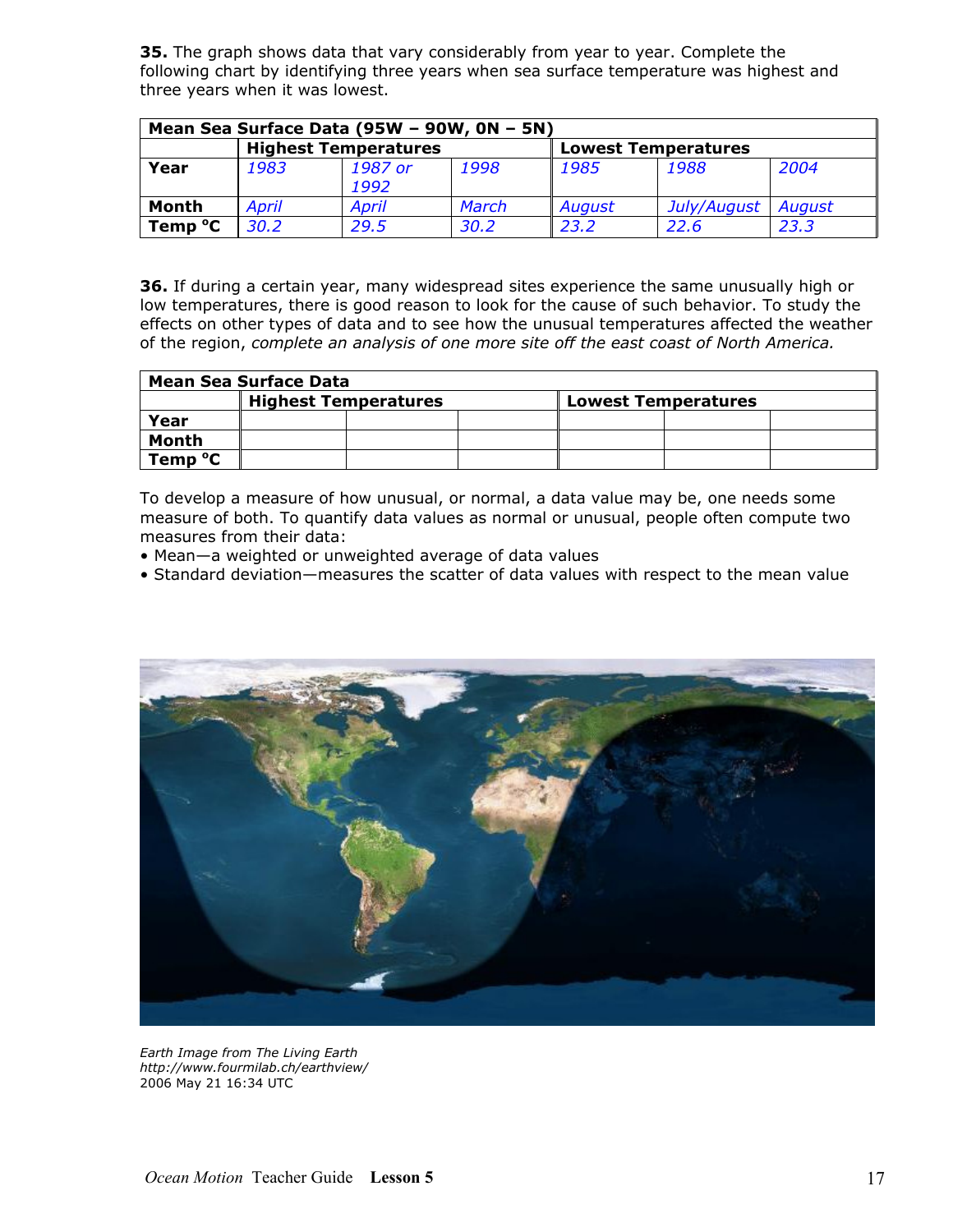**35.** The graph shows data that vary considerably from year to year. Complete the following chart by identifying three years when sea surface temperature was highest and three years when it was lowest.

| Mean Sea Surface Data (95W – 90W, 0N – 5N) | | | | | | |
|---|---|---|---|---|---|---|
| | **Highest Temperatures** | | | **Lowest Temperatures** | | |
| **Year** | *1983* | *1987 or 1992* | *1998* | *1985* | *1988* | *2004* |
| **Month** | *April* | *April* | *March* | *August* | *July/August* | *August* |
| **Temp °C** | *30.2* | *29.5* | *30.2* | *23.2* | *22.6* | *23.3* |

**36.** If during a certain year, many widespread sites experience the same unusually high or low temperatures, there is good reason to look for the cause of such behavior. To study the effects on other types of data and to see how the unusual temperatures affected the weather of the region, *complete an analysis of one more site off the east coast of North America.*

| Mean Sea Surface Data | | | | | | |
|---|---|---|---|---|---|---|
| | **Highest Temperatures** | | | **Lowest Temperatures** | | |
| **Year** | | | | | | |
| **Month** | | | | | | |
| **Temp °C** | | | | | | |

To develop a measure of how unusual, or normal, a data value may be, one needs some measure of both. To quantify data values as normal or unusual, people often compute two measures from their data:

- Mean—a weighted or unweighted average of data values
- Standard deviation—measures the scatter of data values with respect to the mean value

*Earth Image from The Living Earth*
*http://www.fourmilab.ch/earthview/*
2006 May 21 16:34 UTC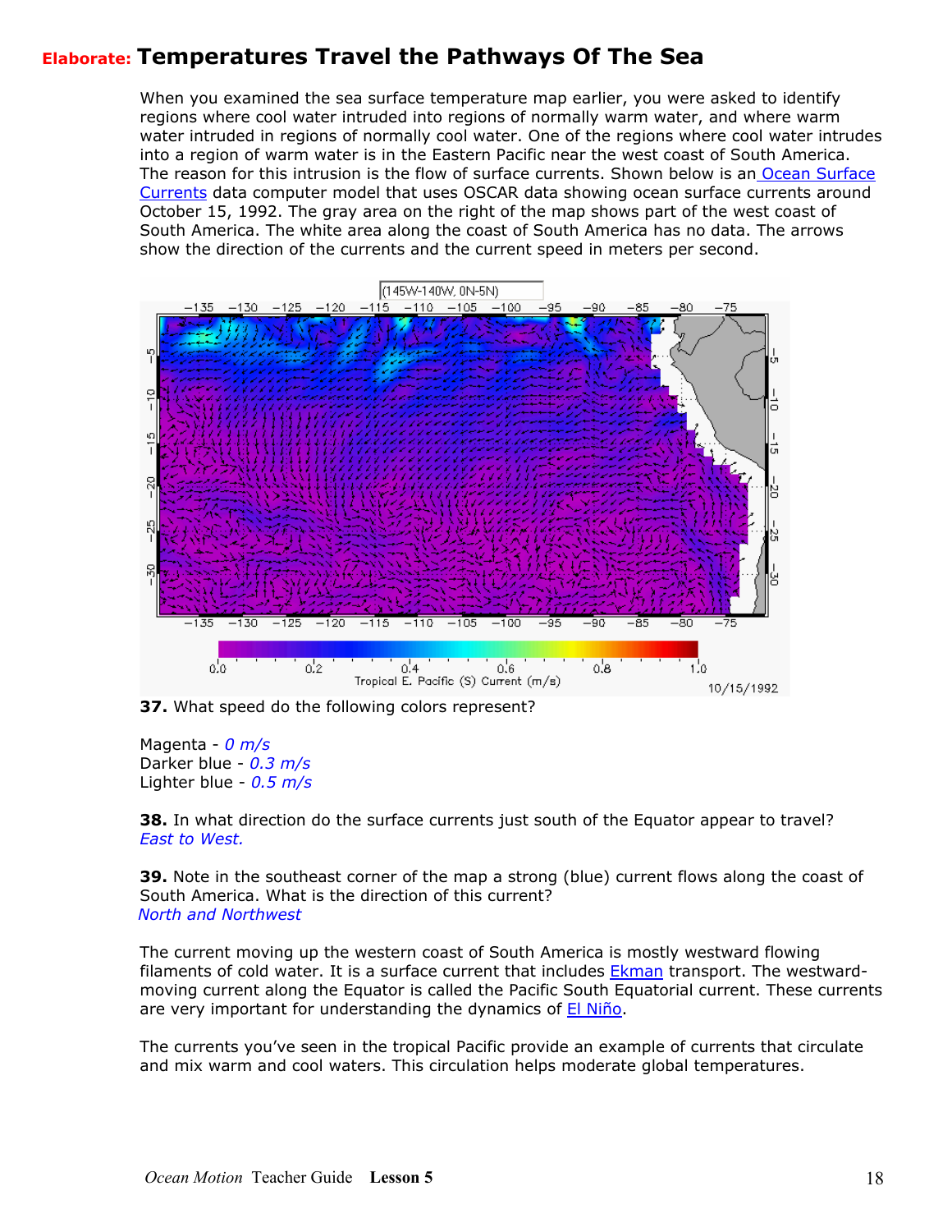## Elaborate: Temperatures Travel the Pathways Of The Sea

When you examined the sea surface temperature map earlier, you were asked to identify regions where cool water intruded into regions of normally warm water, and where warm water intruded in regions of normally cool water. One of the regions where cool water intrudes into a region of warm water is in the Eastern Pacific near the west coast of South America. The reason for this intrusion is the flow of surface currents. Shown below is an Ocean Surface Currents data computer model that uses OSCAR data showing ocean surface currents around October 15, 1992. The gray area on the right of the map shows part of the west coast of South America. The white area along the coast of South America has no data. The arrows show the direction of the currents and the current speed in meters per second.

**37.** What speed do the following colors represent?

Magenta - *0 m/s*
Darker blue - *0.3 m/s*
Lighter blue - *0.5 m/s*

**38.** In what direction do the surface currents just south of the Equator appear to travel?
*East to West.*

**39.** Note in the southeast corner of the map a strong (blue) current flows along the coast of South America. What is the direction of this current?
*North and Northwest*

The current moving up the western coast of South America is mostly westward flowing filaments of cold water. It is a surface current that includes Ekman transport. The westward-moving current along the Equator is called the Pacific South Equatorial current. These currents are very important for understanding the dynamics of El Niño.

The currents you've seen in the tropical Pacific provide an example of currents that circulate and mix warm and cool waters. This circulation helps moderate global temperatures.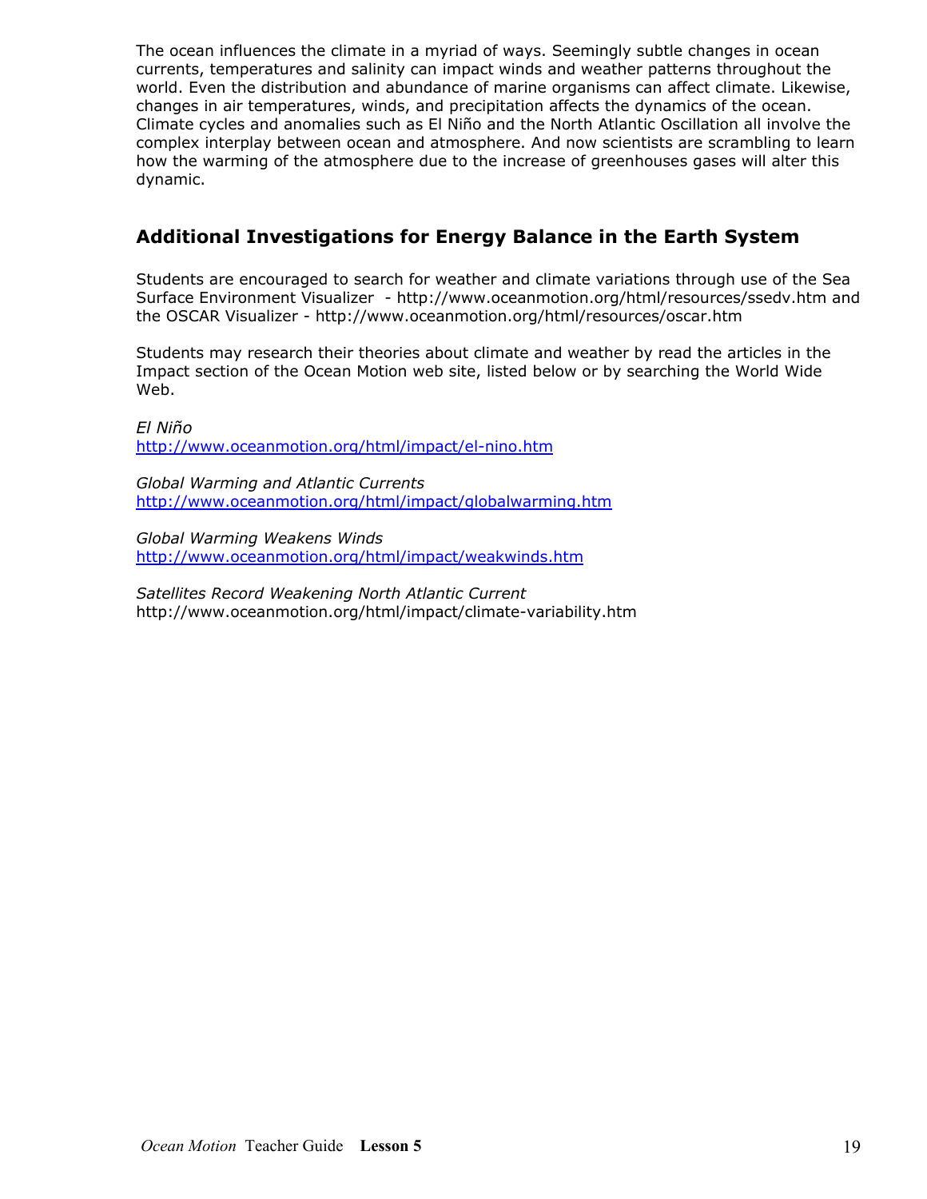The ocean influences the climate in a myriad of ways. Seemingly subtle changes in ocean currents, temperatures and salinity can impact winds and weather patterns throughout the world. Even the distribution and abundance of marine organisms can affect climate. Likewise, changes in air temperatures, winds, and precipitation affects the dynamics of the ocean. Climate cycles and anomalies such as El Niño and the North Atlantic Oscillation all involve the complex interplay between ocean and atmosphere. And now scientists are scrambling to learn how the warming of the atmosphere due to the increase of greenhouses gases will alter this dynamic.

## Additional Investigations for Energy Balance in the Earth System

Students are encouraged to search for weather and climate variations through use of the Sea Surface Environment Visualizer - http://www.oceanmotion.org/html/resources/ssedv.htm and the OSCAR Visualizer - http://www.oceanmotion.org/html/resources/oscar.htm

Students may research their theories about climate and weather by read the articles in the Impact section of the Ocean Motion web site, listed below or by searching the World Wide Web.

*El Niño*
http://www.oceanmotion.org/html/impact/el-nino.htm

*Global Warming and Atlantic Currents*
http://www.oceanmotion.org/html/impact/globalwarming.htm

*Global Warming Weakens Winds*
http://www.oceanmotion.org/html/impact/weakwinds.htm

*Satellites Record Weakening North Atlantic Current*
http://www.oceanmotion.org/html/impact/climate-variability.htm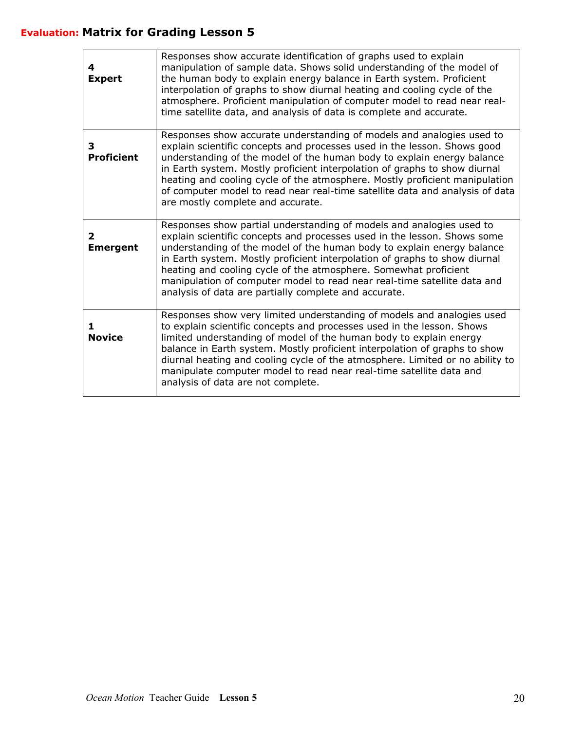## Evaluation: Matrix for Grading Lesson 5

| | |
|---|---|
| **4 Expert** | Responses show accurate identification of graphs used to explain manipulation of sample data. Shows solid understanding of the model of the human body to explain energy balance in Earth system. Proficient interpolation of graphs to show diurnal heating and cooling cycle of the atmosphere. Proficient manipulation of computer model to read near real-time satellite data, and analysis of data is complete and accurate. |
| **3 Proficient** | Responses show accurate understanding of models and analogies used to explain scientific concepts and processes used in the lesson. Shows good understanding of the model of the human body to explain energy balance in Earth system. Mostly proficient interpolation of graphs to show diurnal heating and cooling cycle of the atmosphere. Mostly proficient manipulation of computer model to read near real-time satellite data and analysis of data are mostly complete and accurate. |
| **2 Emergent** | Responses show partial understanding of models and analogies used to explain scientific concepts and processes used in the lesson. Shows some understanding of the model of the human body to explain energy balance in Earth system. Mostly proficient interpolation of graphs to show diurnal heating and cooling cycle of the atmosphere. Somewhat proficient manipulation of computer model to read near real-time satellite data and analysis of data are partially complete and accurate. |
| **1 Novice** | Responses show very limited understanding of models and analogies used to explain scientific concepts and processes used in the lesson. Shows limited understanding of model of the human body to explain energy balance in Earth system. Mostly proficient interpolation of graphs to show diurnal heating and cooling cycle of the atmosphere. Limited or no ability to manipulate computer model to read near real-time satellite data and analysis of data are not complete. |